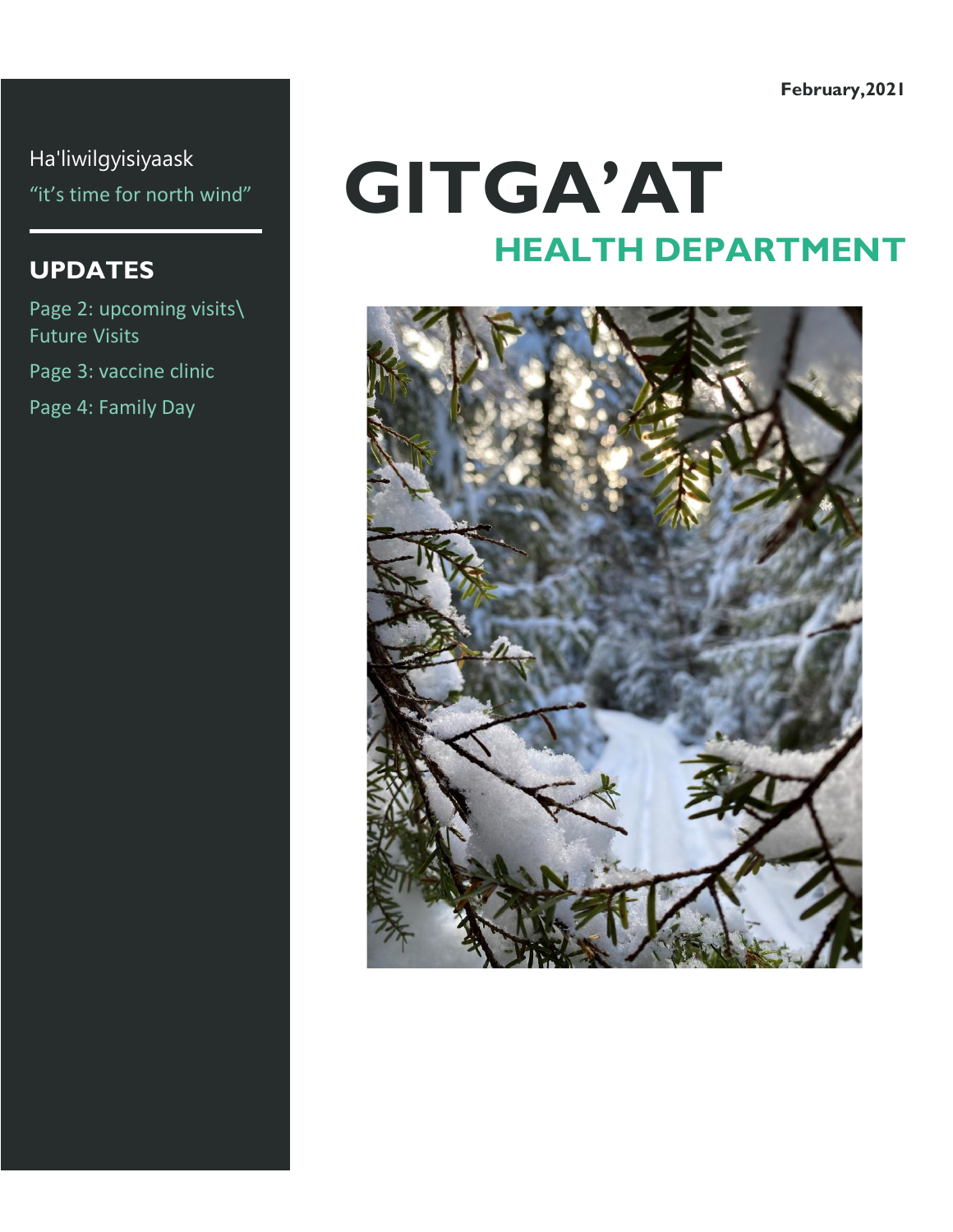February,2021

# GITGA'AT

## HEALTH DEPARTMENT

Ha'liwilgyisiyaask

"it's time for north wind"

### UPDATES

Page 2: upcoming visits\ Future Visits

Page 3: vaccine clinic

Page 4: Family Day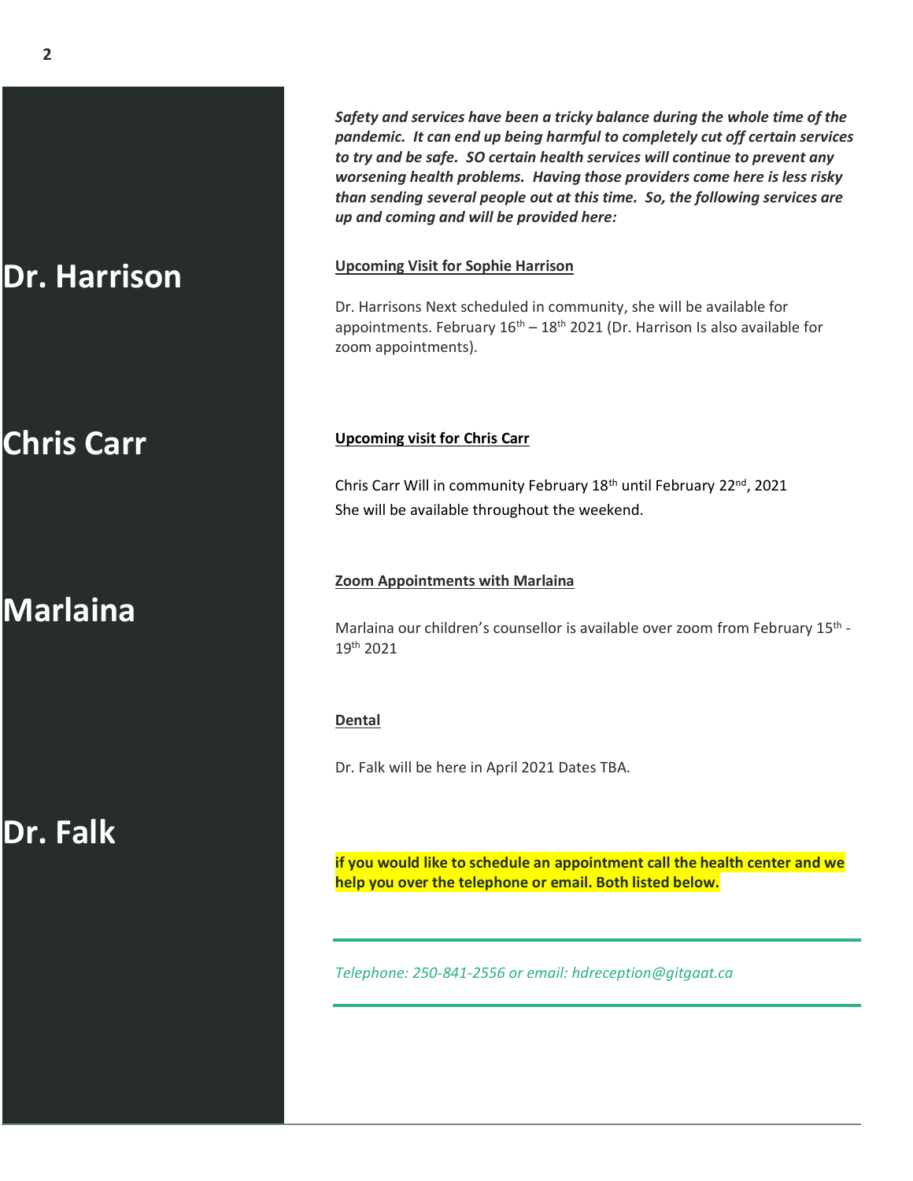***Safety and services have been a tricky balance during the whole time of the pandemic. It can end up being harmful to completely cut off certain services to try and be safe. SO certain health services will continue to prevent any worsening health problems. Having those providers come here is less risky than sending several people out at this time. So, the following services are up and coming and will be provided here:***

## Dr. Harrison

**Upcoming Visit for Sophie Harrison**

Dr. Harrisons Next scheduled in community, she will be available for appointments. February 16th – 18th 2021 (Dr. Harrison Is also available for zoom appointments).

## Chris Carr

**Upcoming visit for Chris Carr**

Chris Carr Will in community February 18th until February 22nd, 2021
She will be available throughout the weekend.

## Marlaina

**Zoom Appointments with Marlaina**

Marlaina our children's counsellor is available over zoom from February 15th - 19th 2021

## Dr. Falk

**Dental**

Dr. Falk will be here in April 2021 Dates TBA.

**if you would like to schedule an appointment call the health center and we help you over the telephone or email. Both listed below.**

*Telephone: 250-841-2556 or email: hdreception@gitgaat.ca*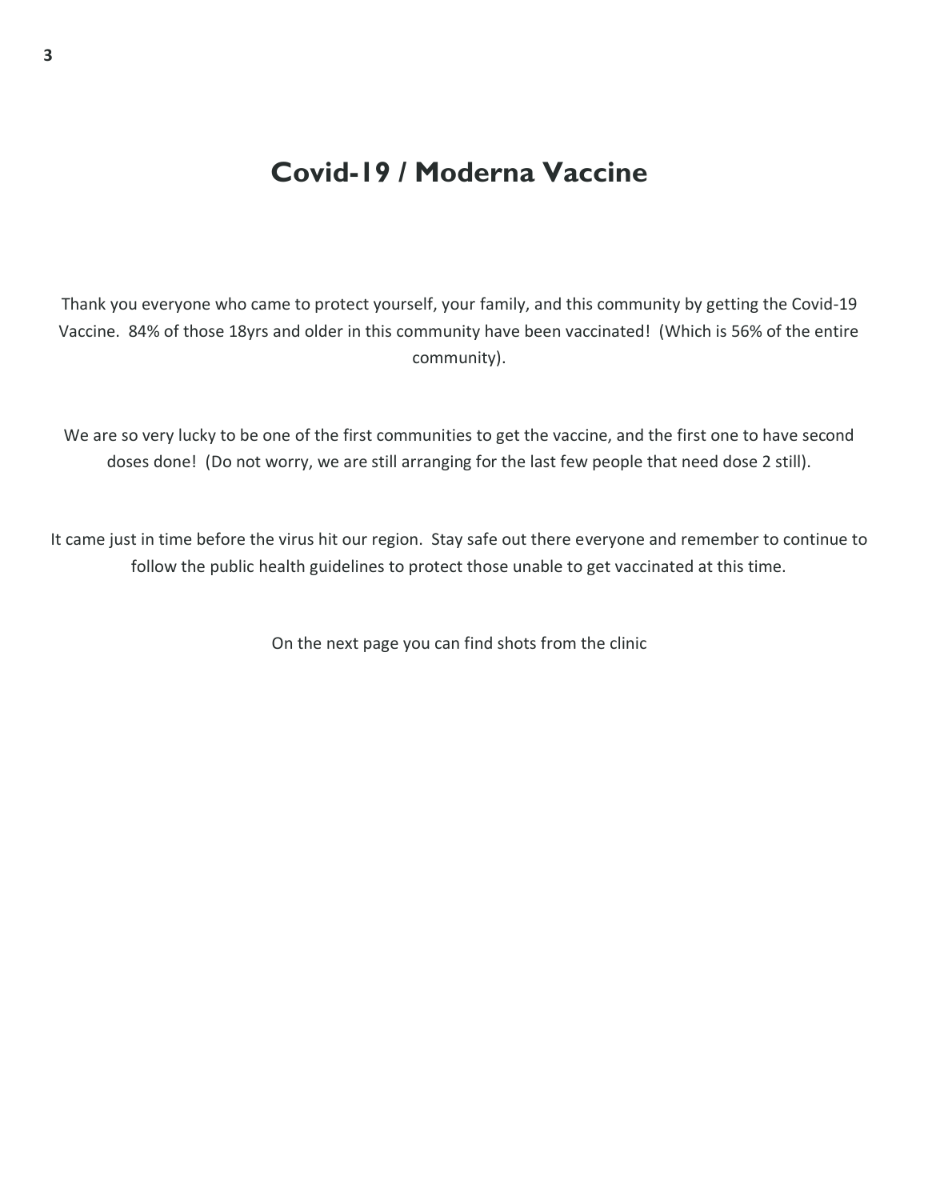# Covid-19 / Moderna Vaccine

Thank you everyone who came to protect yourself, your family, and this community by getting the Covid-19 Vaccine. 84% of those 18yrs and older in this community have been vaccinated! (Which is 56% of the entire community).

We are so very lucky to be one of the first communities to get the vaccine, and the first one to have second doses done! (Do not worry, we are still arranging for the last few people that need dose 2 still).

It came just in time before the virus hit our region. Stay safe out there everyone and remember to continue to follow the public health guidelines to protect those unable to get vaccinated at this time.

On the next page you can find shots from the clinic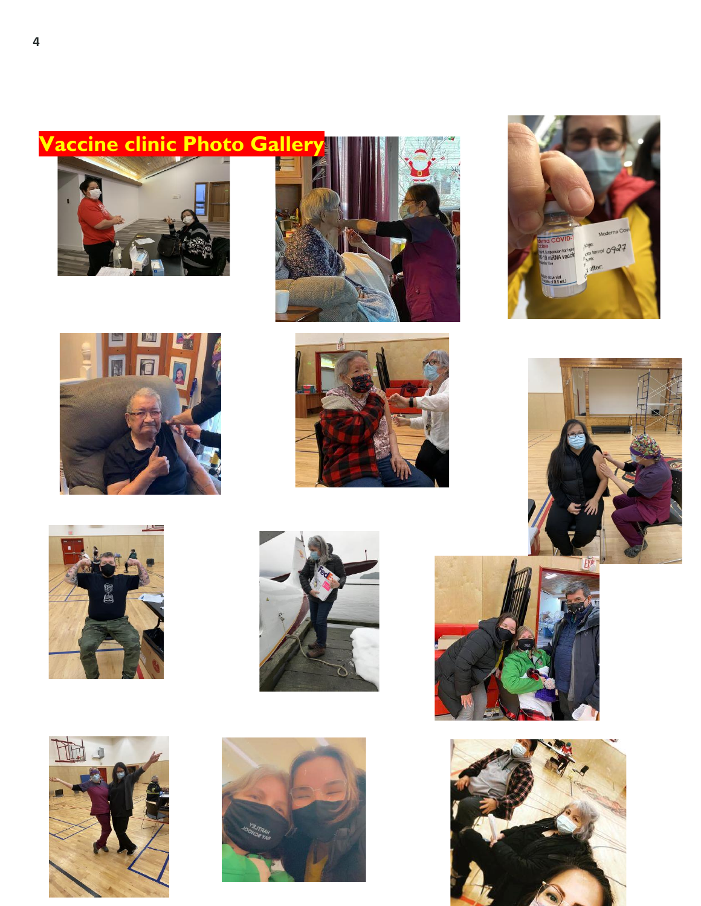# Vaccine clinic Photo Gallery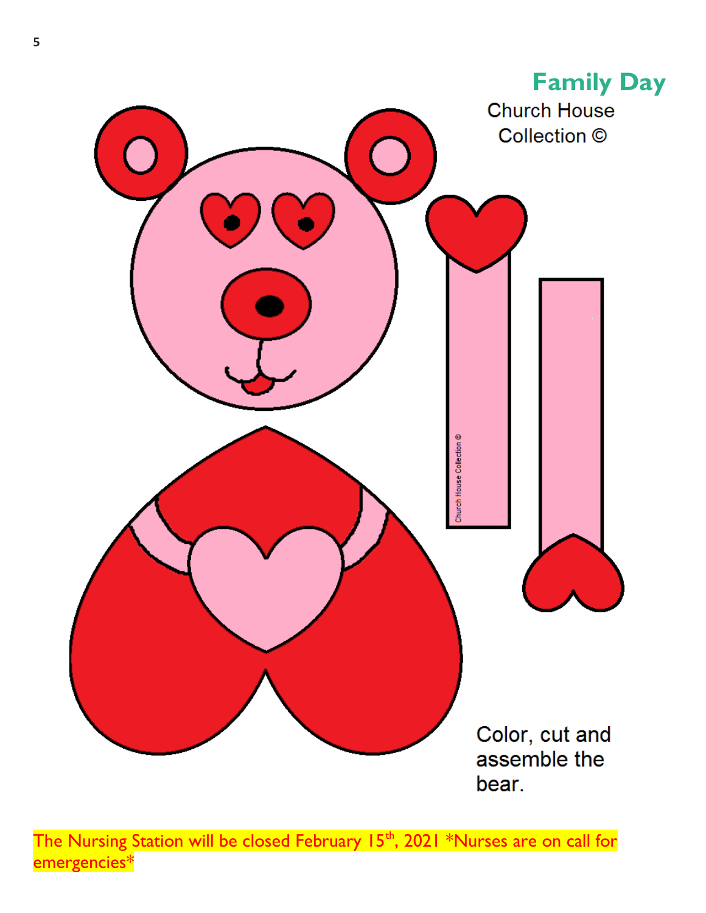## Family Day

Church House Collection ©

Church House Collection ©

Color, cut and assemble the bear.

The Nursing Station will be closed February 15th, 2021 *Nurses are on call for emergencies*